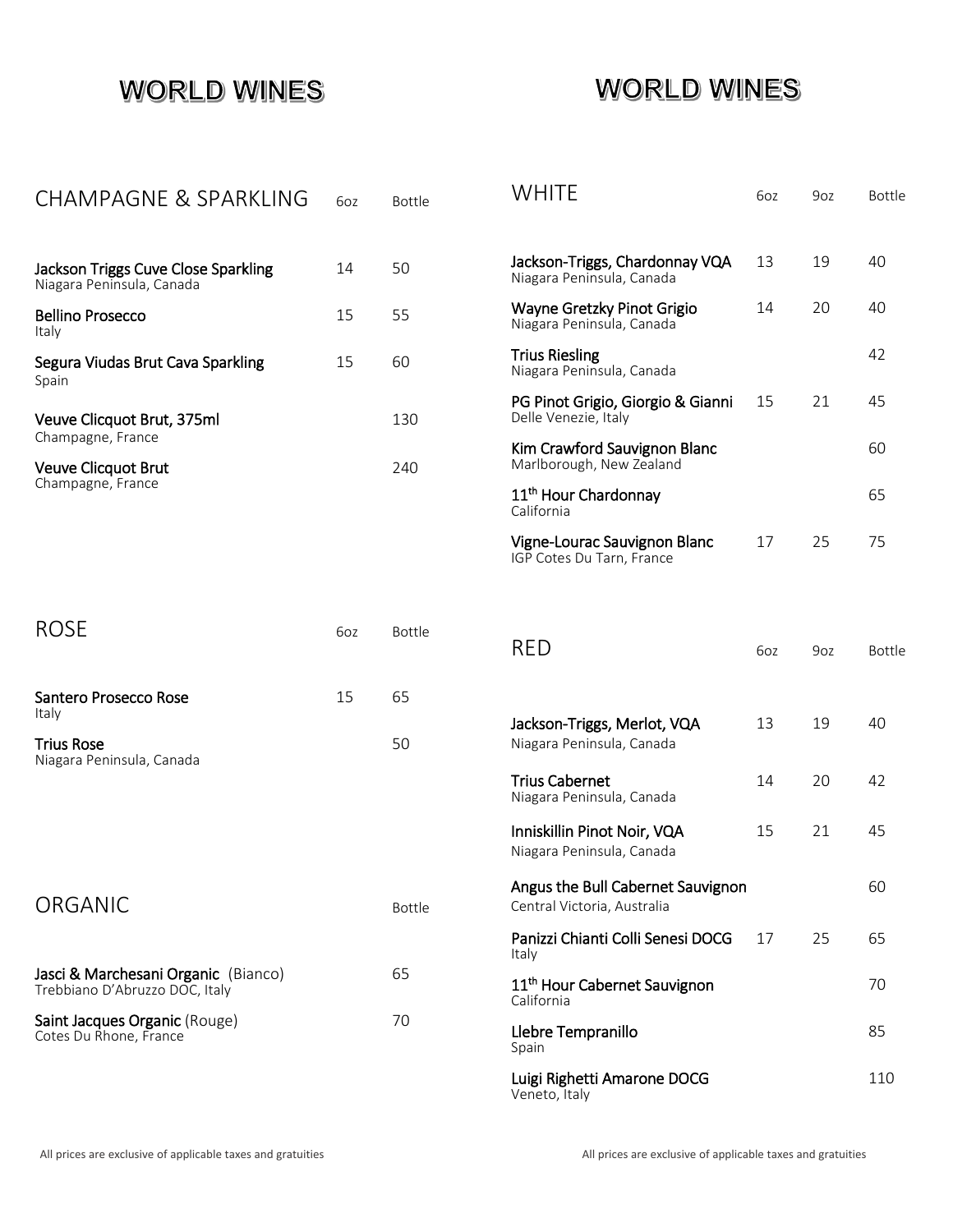# WORLD WINES

## CHAMPAGNE & SPARKLING

| | 6oz | Bottle |
|---|---|---|
| **Jackson Triggs Cuve Close Sparkling**<br>Niagara Peninsula, Canada | 14 | 50 |
| **Bellino Prosecco**<br>Italy | 15 | 55 |
| **Segura Viudas Brut Cava Sparkling**<br>Spain | 15 | 60 |
| **Veuve Clicquot Brut, 375ml**<br>Champagne, France | | 130 |
| **Veuve Clicquot Brut**<br>Champagne, France | | 240 |

## ROSE

| | 6oz | Bottle |
|---|---|---|
| **Santero Prosecco Rose**<br>Italy | 15 | 65 |
| **Trius Rose**<br>Niagara Peninsula, Canada | | 50 |

## ORGANIC

| | Bottle |
|---|---|
| **Jasci & Marchesani Organic** (Bianco)<br>Trebbiano D'Abruzzo DOC, Italy | 65 |
| **Saint Jacques Organic** (Rouge)<br>Cotes Du Rhone, France | 70 |

All prices are exclusive of applicable taxes and gratuities

# WORLD WINES

## WHITE

| | 6oz | 9oz | Bottle |
|---|---|---|---|
| **Jackson-Triggs, Chardonnay VQA**<br>Niagara Peninsula, Canada | 13 | 19 | 40 |
| **Wayne Gretzky Pinot Grigio**<br>Niagara Peninsula, Canada | 14 | 20 | 40 |
| **Trius Riesling**<br>Niagara Peninsula, Canada | | | 42 |
| **PG Pinot Grigio, Giorgio & Gianni**<br>Delle Venezie, Italy | 15 | 21 | 45 |
| **Kim Crawford Sauvignon Blanc**<br>Marlborough, New Zealand | | | 60 |
| **11th Hour Chardonnay**<br>California | | | 65 |
| **Vigne-Lourac Sauvignon Blanc**<br>IGP Cotes Du Tarn, France | 17 | 25 | 75 |

## RED

| | 6oz | 9oz | Bottle |
|---|---|---|---|
| **Jackson-Triggs, Merlot, VQA**<br>Niagara Peninsula, Canada | 13 | 19 | 40 |
| **Trius Cabernet**<br>Niagara Peninsula, Canada | 14 | 20 | 42 |
| **Inniskillin Pinot Noir, VQA**<br>Niagara Peninsula, Canada | 15 | 21 | 45 |
| **Angus the Bull Cabernet Sauvignon**<br>Central Victoria, Australia | | | 60 |
| **Panizzi Chianti Colli Senesi DOCG**<br>Italy | 17 | 25 | 65 |
| **11th Hour Cabernet Sauvignon**<br>California | | | 70 |
| **Llebre Tempranillo**<br>Spain | | | 85 |
| **Luigi Righetti Amarone DOCG**<br>Veneto, Italy | | | 110 |

All prices are exclusive of applicable taxes and gratuities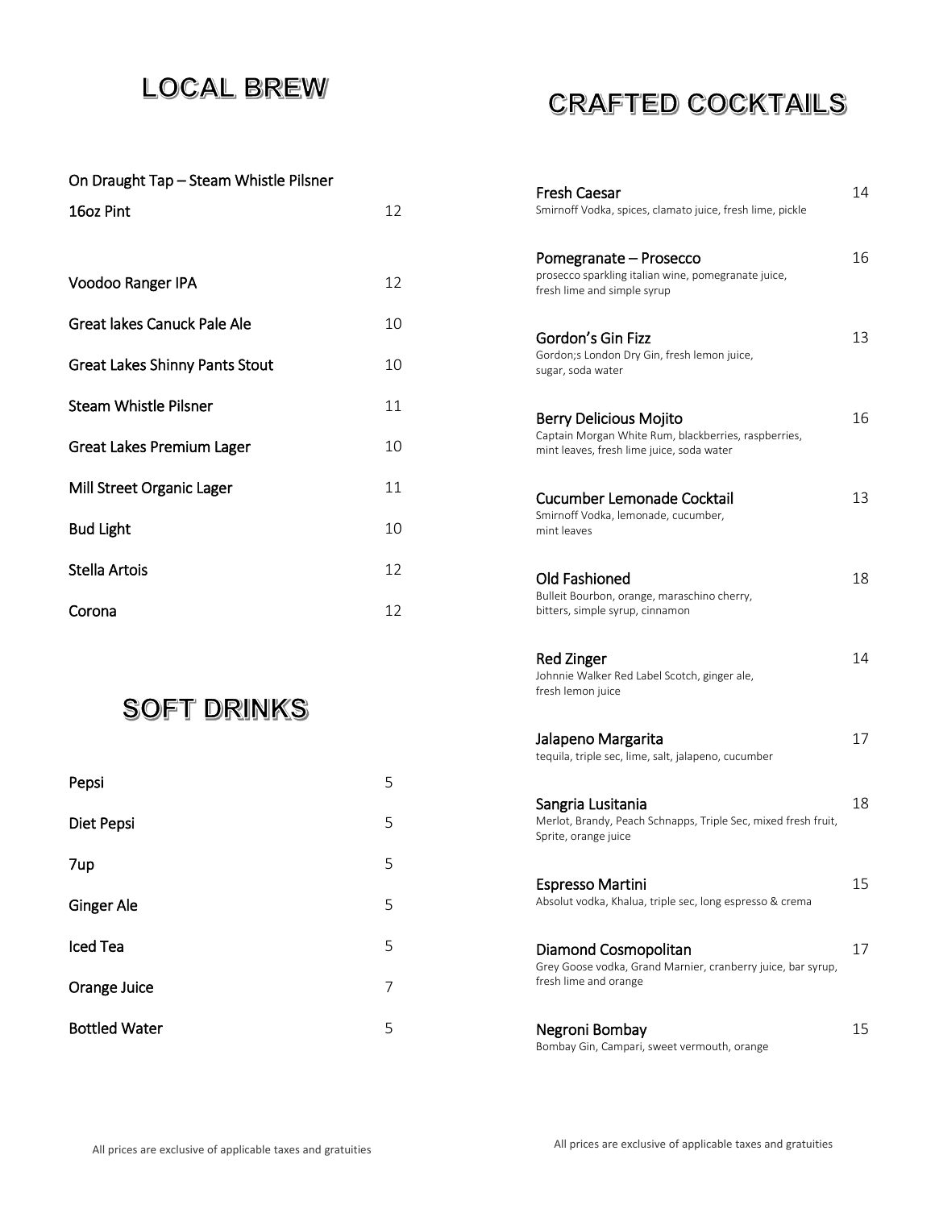## LOCAL BREW

| | |
|---|---|
| On Draught Tap – Steam Whistle Pilsner | |
| 16oz Pint | 12 |
| Voodoo Ranger IPA | 12 |
| Great lakes Canuck Pale Ale | 10 |
| Great Lakes Shinny Pants Stout | 10 |
| Steam Whistle Pilsner | 11 |
| Great Lakes Premium Lager | 10 |
| Mill Street Organic Lager | 11 |
| Bud Light | 10 |
| Stella Artois | 12 |
| Corona | 12 |

## SOFT DRINKS

| | |
|---|---|
| Pepsi | 5 |
| Diet Pepsi | 5 |
| 7up | 5 |
| Ginger Ale | 5 |
| Iced Tea | 5 |
| Orange Juice | 7 |
| Bottled Water | 5 |

All prices are exclusive of applicable taxes and gratuities

## CRAFTED COCKTAILS

**Fresh Caesar** — 14
Smirnoff Vodka, spices, clamato juice, fresh lime, pickle

**Pomegranate – Prosecco** — 16
prosecco sparkling italian wine, pomegranate juice, fresh lime and simple syrup

**Gordon's Gin Fizz** — 13
Gordon;s London Dry Gin, fresh lemon juice, sugar, soda water

**Berry Delicious Mojito** — 16
Captain Morgan White Rum, blackberries, raspberries, mint leaves, fresh lime juice, soda water

**Cucumber Lemonade Cocktail** — 13
Smirnoff Vodka, lemonade, cucumber, mint leaves

**Old Fashioned** — 18
Bulleit Bourbon, orange, maraschino cherry, bitters, simple syrup, cinnamon

**Red Zinger** — 14
Johnnie Walker Red Label Scotch, ginger ale, fresh lemon juice

**Jalapeno Margarita** — 17
tequila, triple sec, lime, salt, jalapeno, cucumber

**Sangria Lusitania** — 18
Merlot, Brandy, Peach Schnapps, Triple Sec, mixed fresh fruit, Sprite, orange juice

**Espresso Martini** — 15
Absolut vodka, Khalua, triple sec, long espresso & crema

**Diamond Cosmopolitan** — 17
Grey Goose vodka, Grand Marnier, cranberry juice, bar syrup, fresh lime and orange

**Negroni Bombay** — 15
Bombay Gin, Campari, sweet vermouth, orange

All prices are exclusive of applicable taxes and gratuities